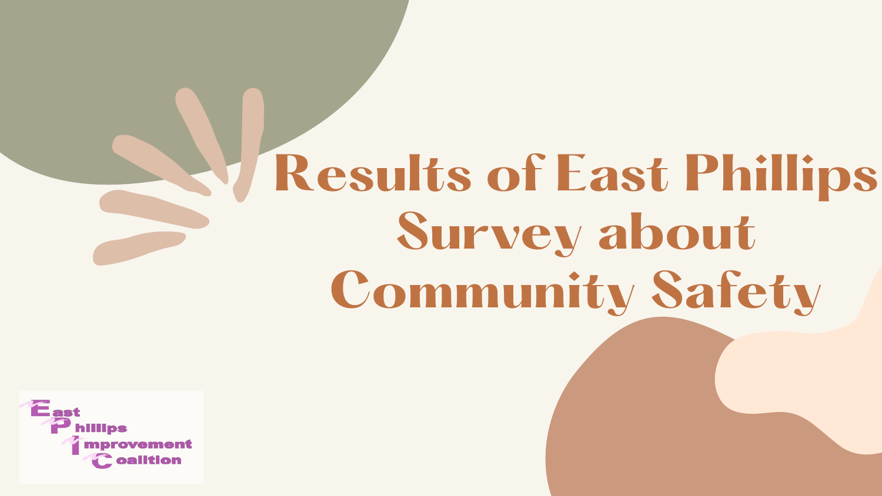# Results of East Phillips Survey about Community Safety

East
Phillips
Improvement
Coalition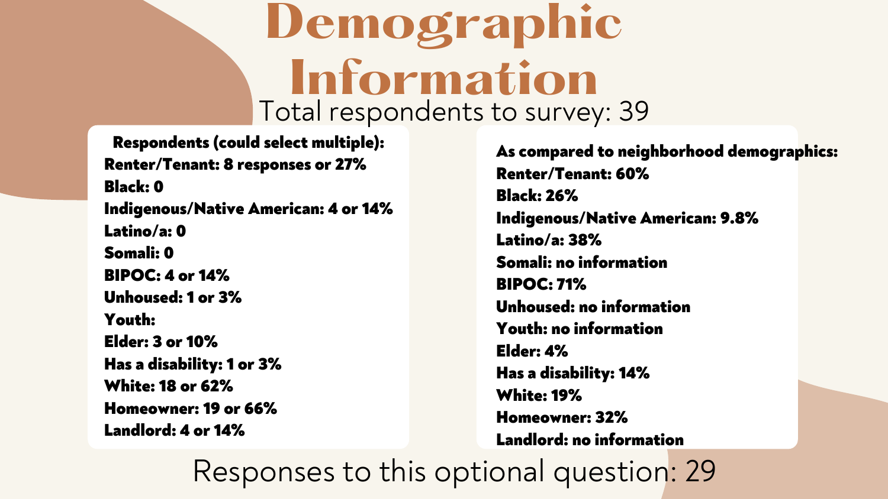# Demographic Information

Total respondents to survey: 39

**Respondents (could select multiple):**

**Renter/Tenant: 8 responses or 27%**
**Black: 0**
**Indigenous/Native American: 4 or 14%**
**Latino/a: 0**
**Somali: 0**
**BIPOC: 4 or 14%**
**Unhoused: 1 or 3%**
**Youth:**
**Elder: 3 or 10%**
**Has a disability: 1 or 3%**
**White: 18 or 62%**
**Homeowner: 19 or 66%**
**Landlord: 4 or 14%**

**As compared to neighborhood demographics:**

**Renter/Tenant: 60%**
**Black: 26%**
**Indigenous/Native American: 9.8%**
**Latino/a: 38%**
**Somali: no information**
**BIPOC: 71%**
**Unhoused: no information**
**Youth: no information**
**Elder: 4%**
**Has a disability: 14%**
**White: 19%**
**Homeowner: 32%**
**Landlord: no information**

Responses to this optional question: 29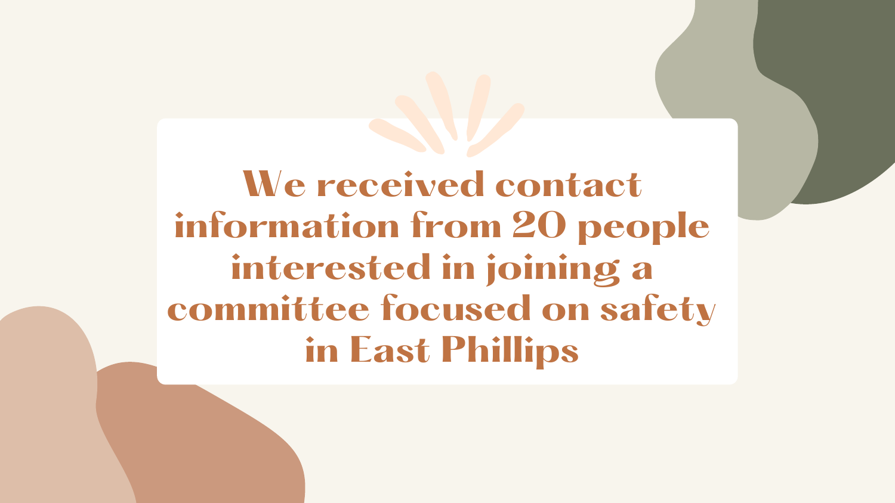# We received contact information from 20 people interested in joining a committee focused on safety in East Phillips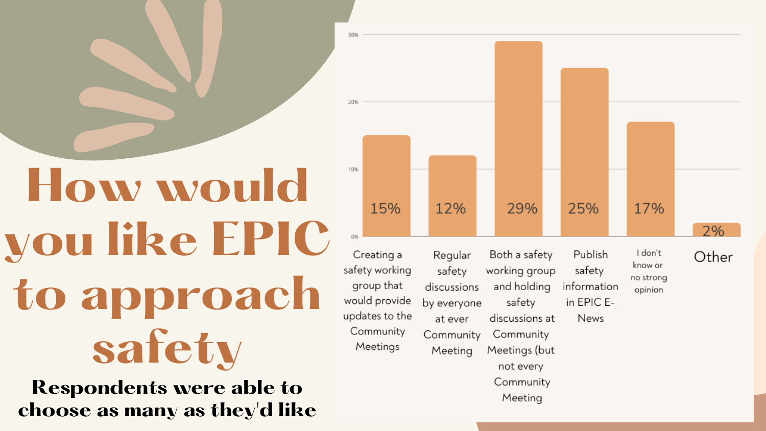# How would you like EPIC to approach safety

**Respondents were able to choose as many as they'd like**

30%

20%

10%

0%

15%
Creating a safety working group that would provide updates to the Community Meetings

12%
Regular safety discussions by everyone at ever Community Meeting

29%
Both a safety working group and holding safety discussions at Community Meetings (but not every Community Meeting

25%
Publish safety information in EPIC E-News

17%
I don't know or no strong opinion

2%
Other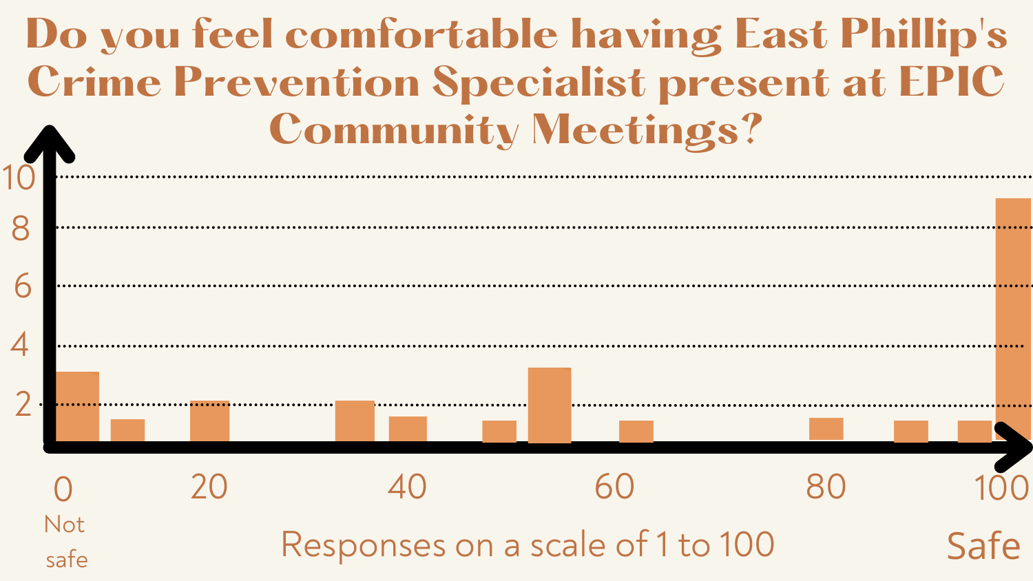# Do you feel comfortable having East Phillip's Crime Prevention Specialist present at EPIC Community Meetings?

10
8
6
4
2

0
Not safe
20
40
60
80
100
Safe

Responses on a scale of 1 to 100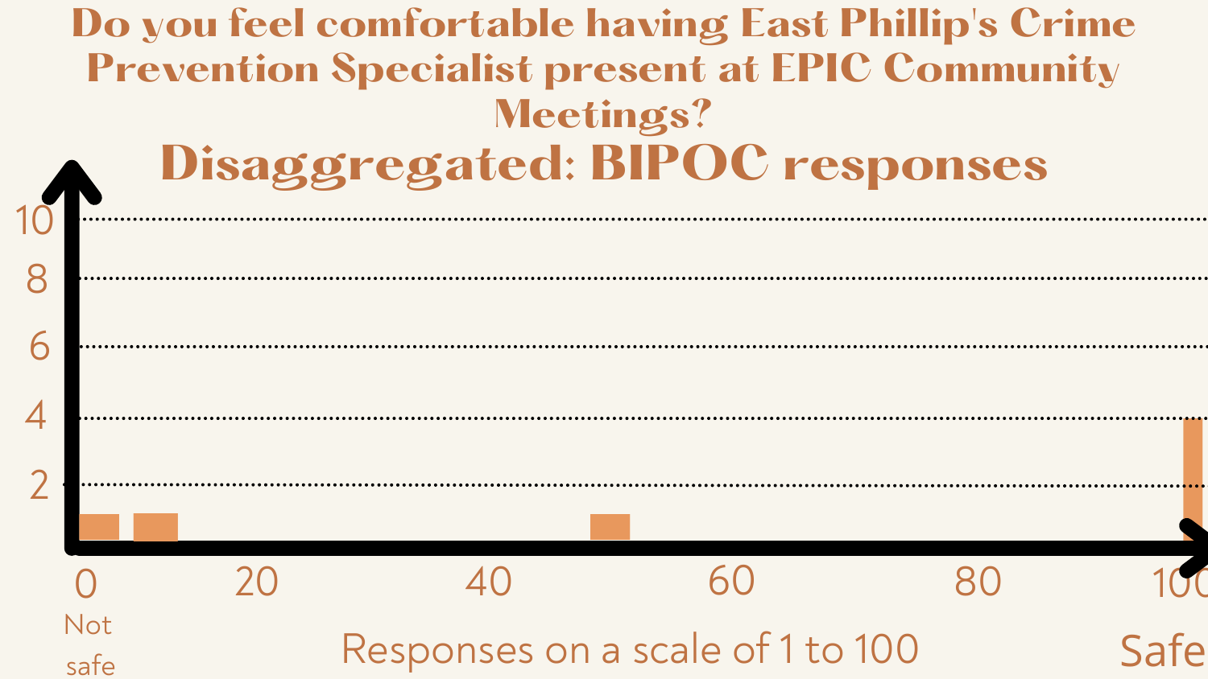# Do you feel comfortable having East Phillip's Crime Prevention Specialist present at EPIC Community Meetings?

## Disaggregated: BIPOC responses

10
8
6
4
2

0
Not safe
20
40
60
80
100
Safe

Responses on a scale of 1 to 100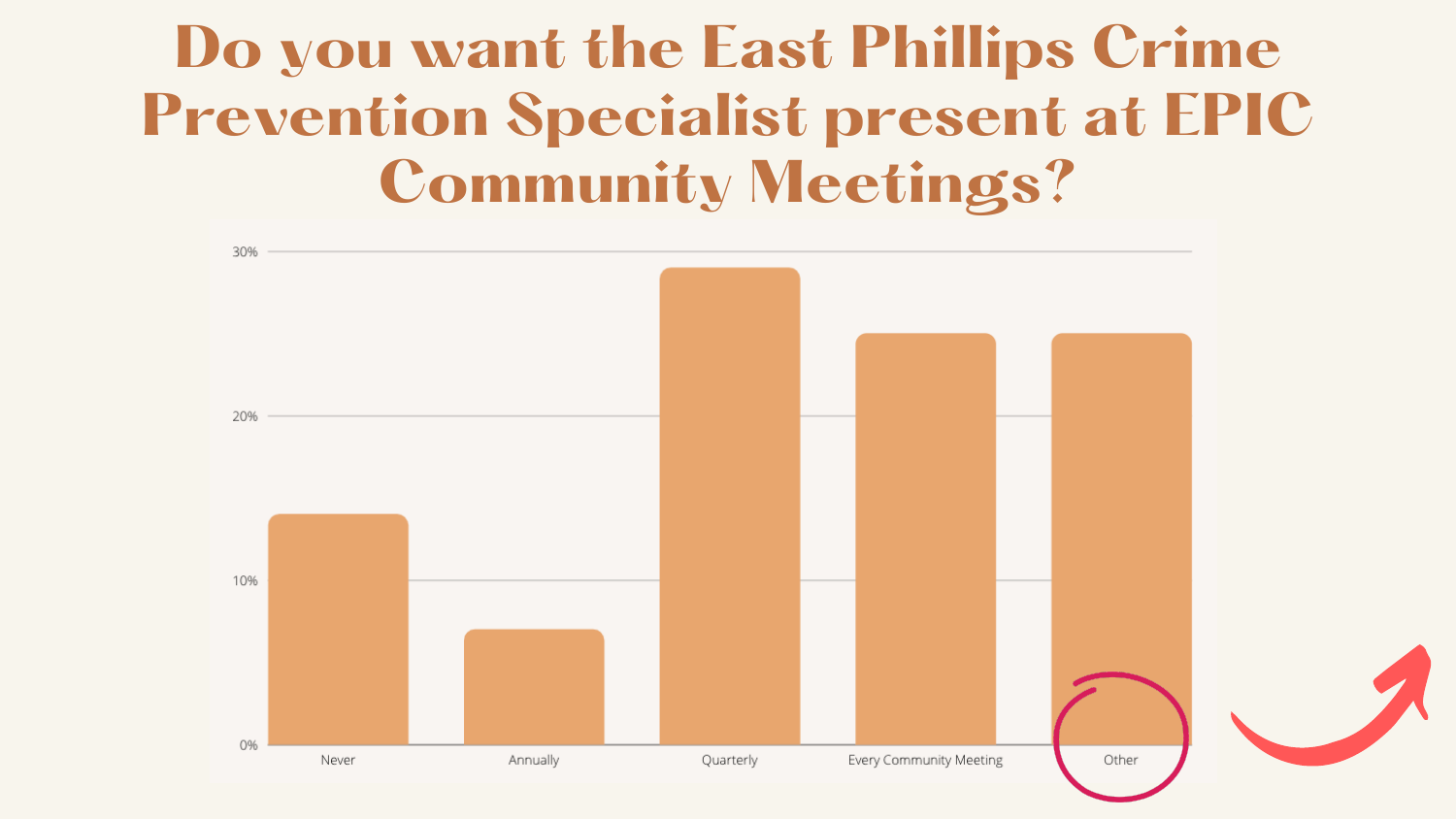# Do you want the East Phillips Crime Prevention Specialist present at EPIC Community Meetings?

30%

20%

10%

0%

Never

Annually

Quarterly

Every Community Meeting

Other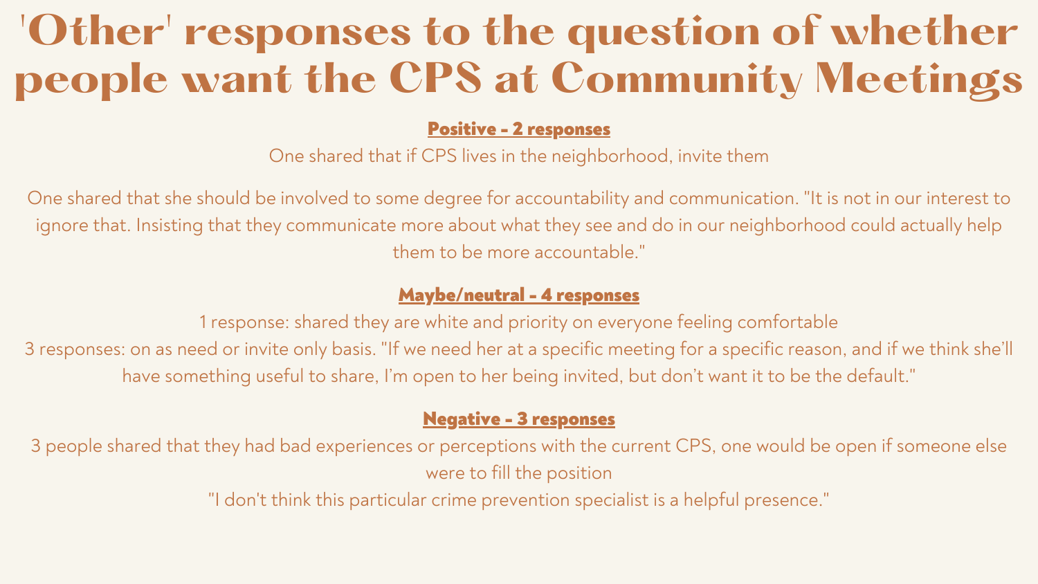# 'Other' responses to the question of whether people want the CPS at Community Meetings

**Positive - 2 responses**

One shared that if CPS lives in the neighborhood, invite them

One shared that she should be involved to some degree for accountability and communication. "It is not in our interest to ignore that. Insisting that they communicate more about what they see and do in our neighborhood could actually help them to be more accountable."

**Maybe/neutral - 4 responses**

1 response: shared they are white and priority on everyone feeling comfortable

3 responses: on as need or invite only basis. "If we need her at a specific meeting for a specific reason, and if we think she'll have something useful to share, I'm open to her being invited, but don't want it to be the default."

**Negative - 3 responses**

3 people shared that they had bad experiences or perceptions with the current CPS, one would be open if someone else were to fill the position

"I don't think this particular crime prevention specialist is a helpful presence."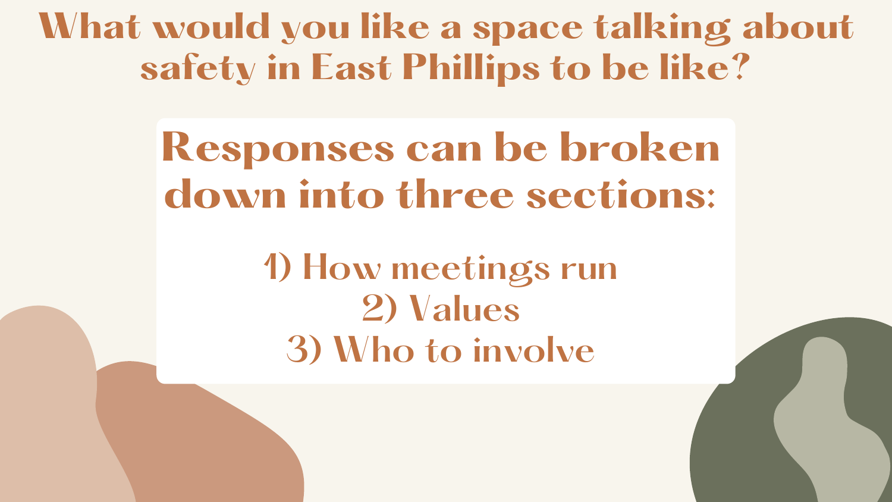# What would you like a space talking about safety in East Phillips to be like?

## Responses can be broken down into three sections:

1) How meetings run
2) Values
3) Who to involve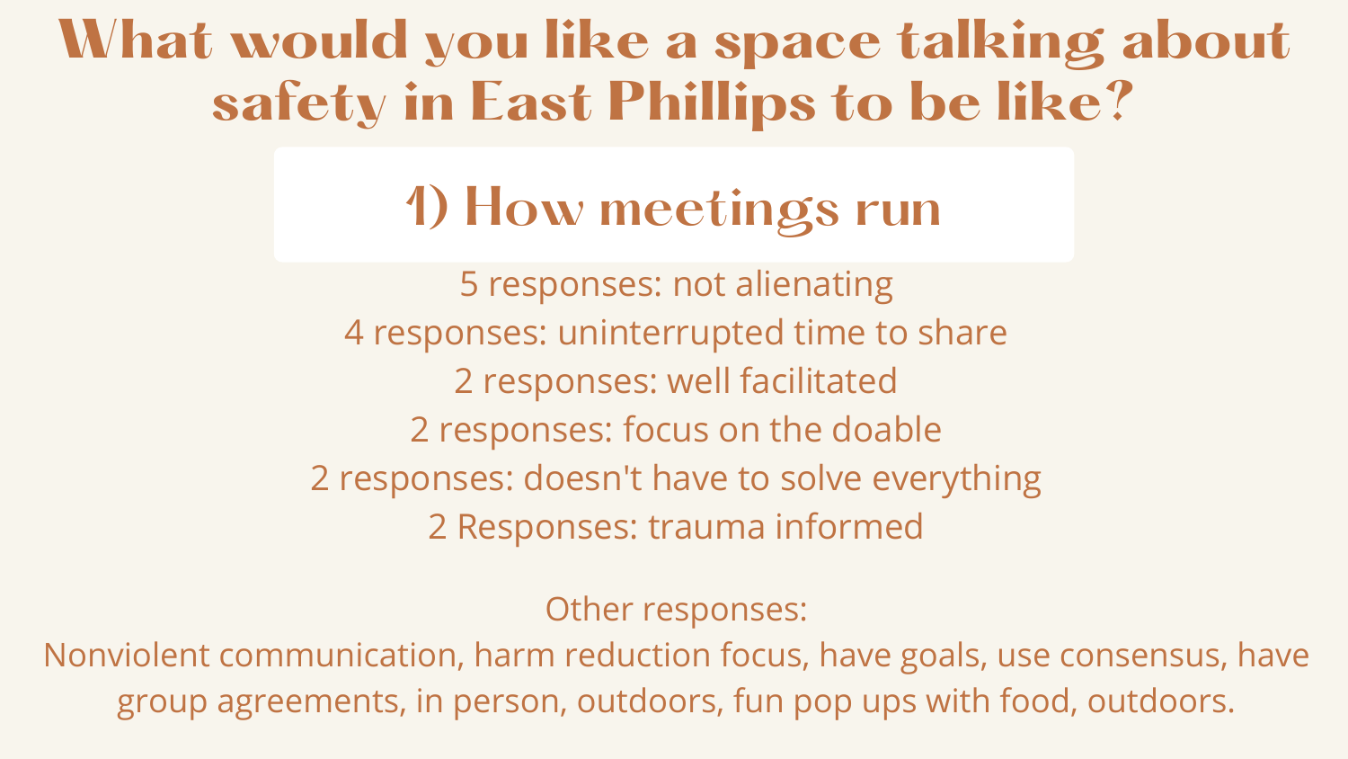# What would you like a space talking about safety in East Phillips to be like?

## 1) How meetings run

5 responses: not alienating

4 responses: uninterrupted time to share

2 responses: well facilitated

2 responses: focus on the doable

2 responses: doesn't have to solve everything

2 Responses: trauma informed

Other responses:

Nonviolent communication, harm reduction focus, have goals, use consensus, have group agreements, in person, outdoors, fun pop ups with food, outdoors.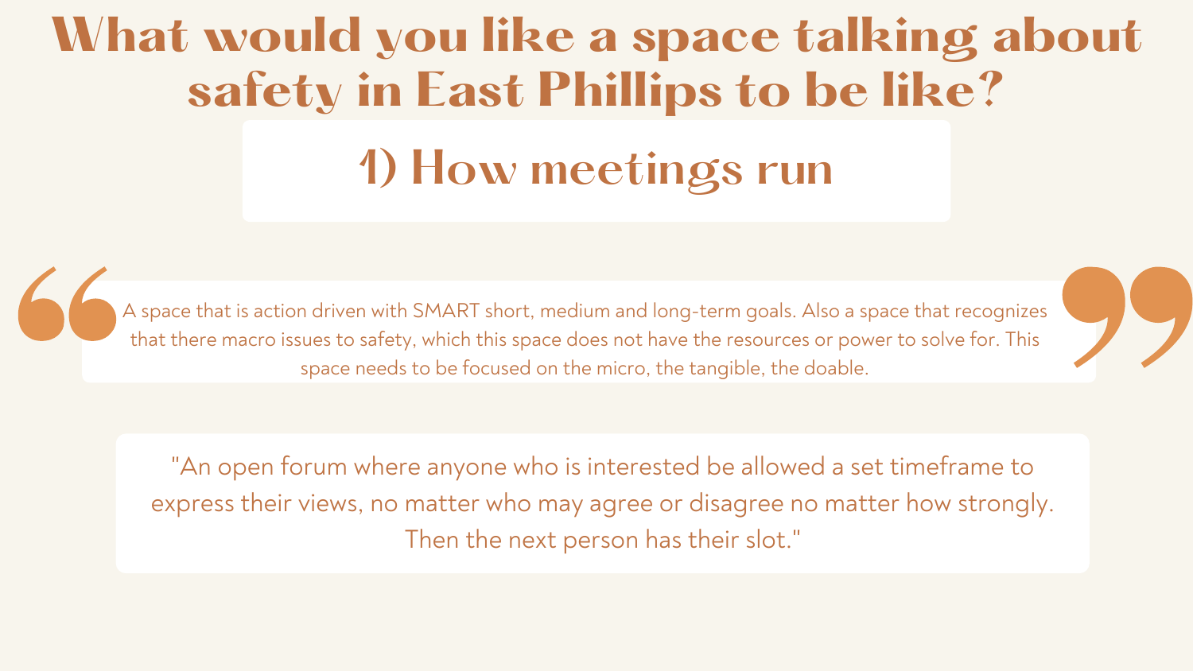# What would you like a space talking about safety in East Phillips to be like?

## 1) How meetings run

> A space that is action driven with SMART short, medium and long-term goals. Also a space that recognizes that there macro issues to safety, which this space does not have the resources or power to solve for. This space needs to be focused on the micro, the tangible, the doable.

"An open forum where anyone who is interested be allowed a set timeframe to express their views, no matter who may agree or disagree no matter how strongly. Then the next person has their slot."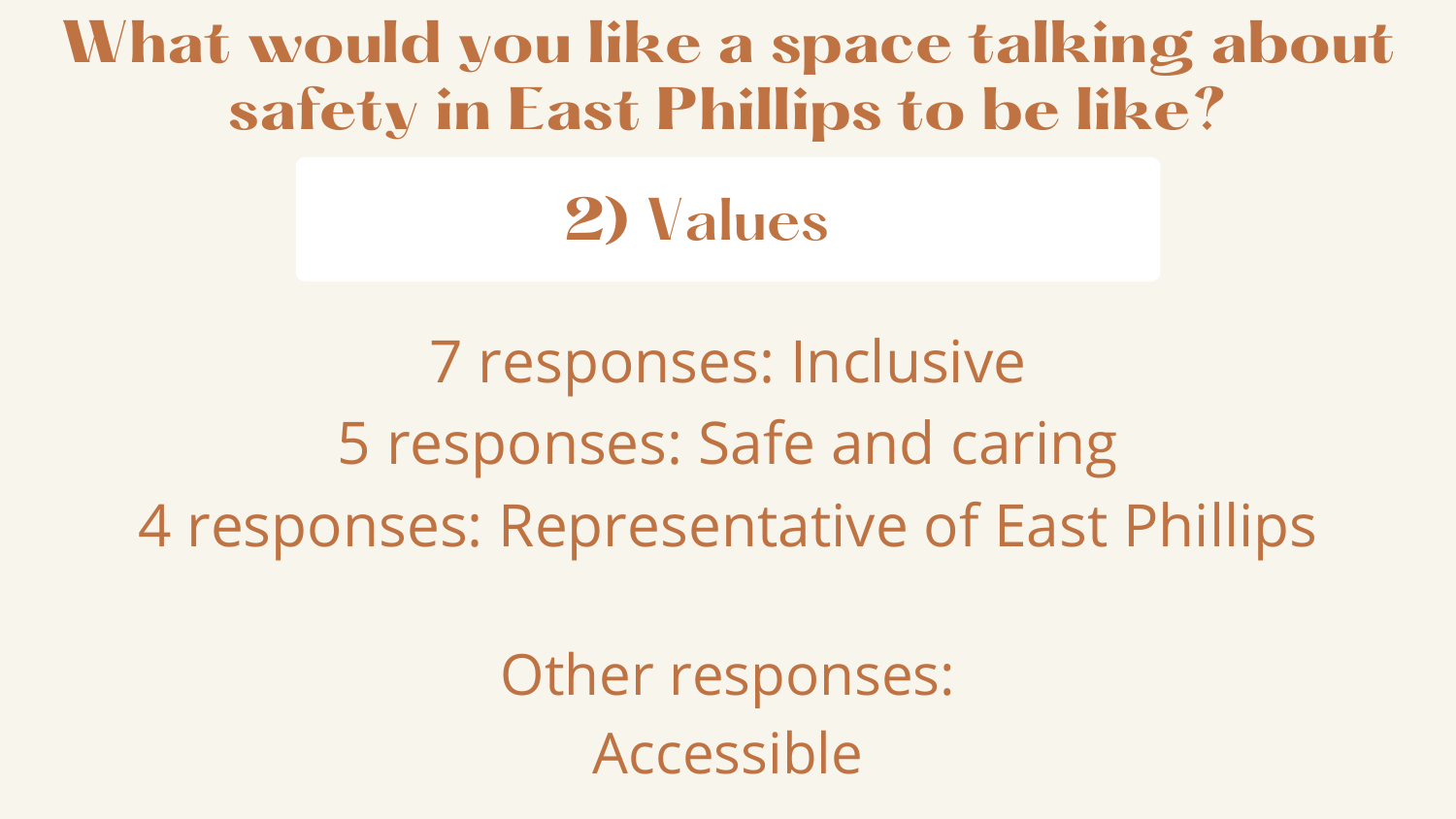# What would you like a space talking about safety in East Phillips to be like?

## 2) Values

7 responses: Inclusive

5 responses: Safe and caring

4 responses: Representative of East Phillips

Other responses:

Accessible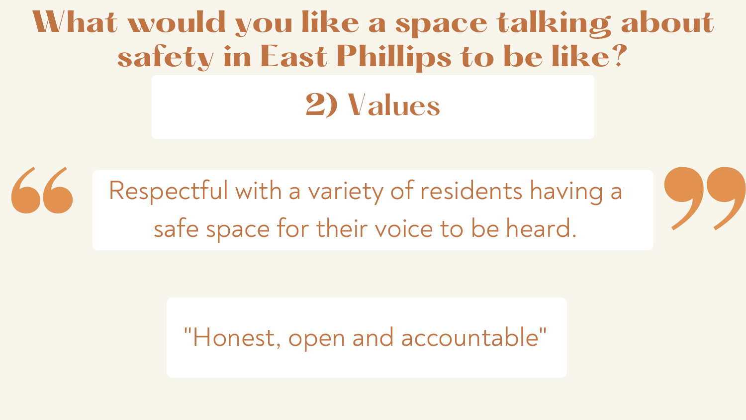# What would you like a space talking about safety in East Phillips to be like?

## 2) Values

> Respectful with a variety of residents having a safe space for their voice to be heard.

"Honest, open and accountable"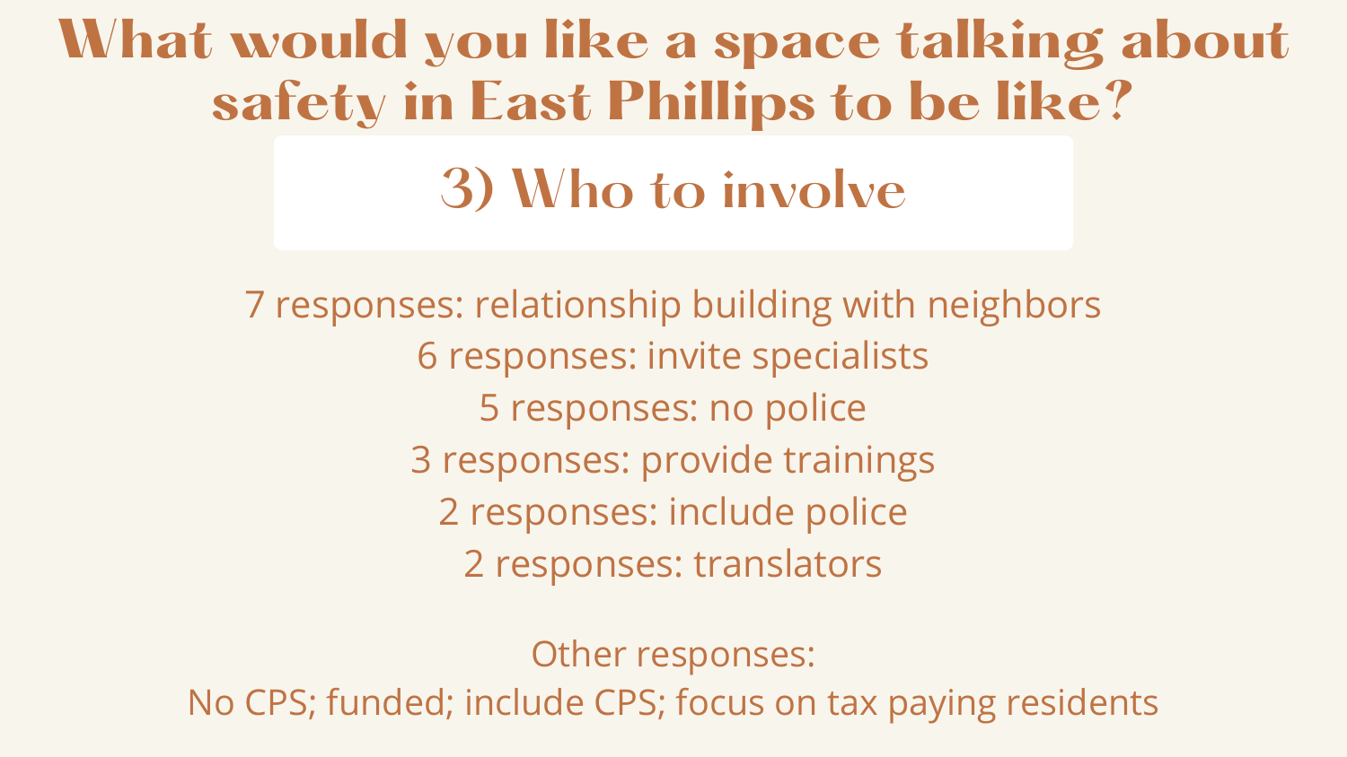# What would you like a space talking about safety in East Phillips to be like?

## 3) Who to involve

7 responses: relationship building with neighbors
6 responses: invite specialists
5 responses: no police
3 responses: provide trainings
2 responses: include police
2 responses: translators

Other responses:
No CPS; funded; include CPS; focus on tax paying residents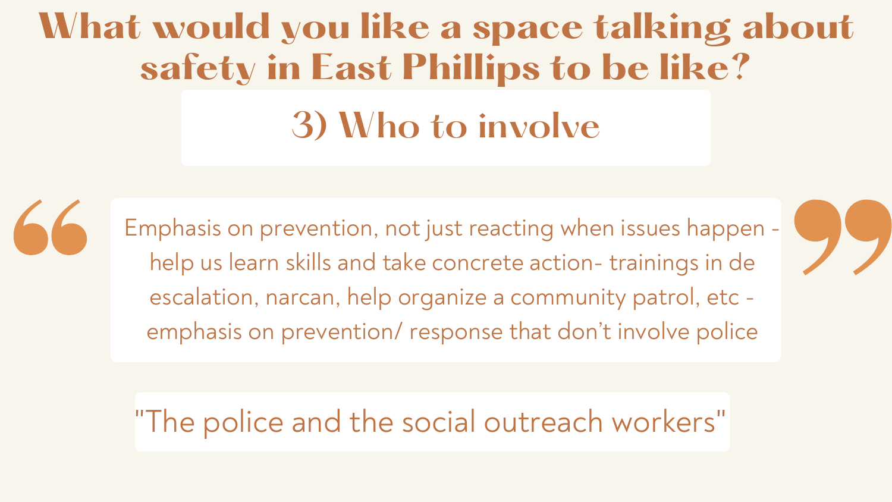# What would you like a space talking about safety in East Phillips to be like?

## 3) Who to involve

> Emphasis on prevention, not just reacting when issues happen - help us learn skills and take concrete action- trainings in de escalation, narcan, help organize a community patrol, etc - emphasis on prevention/ response that don't involve police

"The police and the social outreach workers"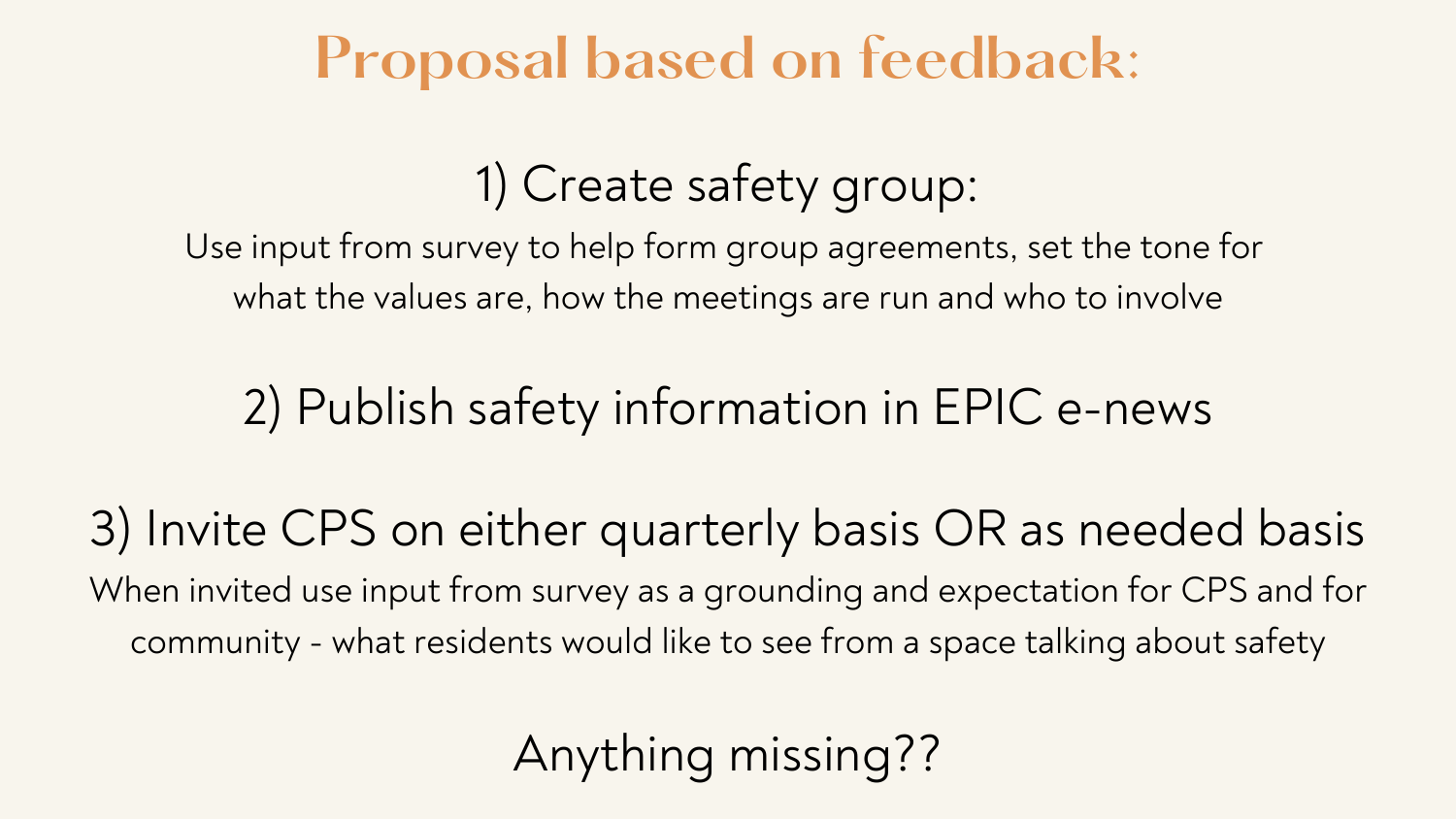# Proposal based on feedback:

## 1) Create safety group:

Use input from survey to help form group agreements, set the tone for what the values are, how the meetings are run and who to involve

## 2) Publish safety information in EPIC e-news

## 3) Invite CPS on either quarterly basis OR as needed basis

When invited use input from survey as a grounding and expectation for CPS and for community - what residents would like to see from a space talking about safety

## Anything missing??